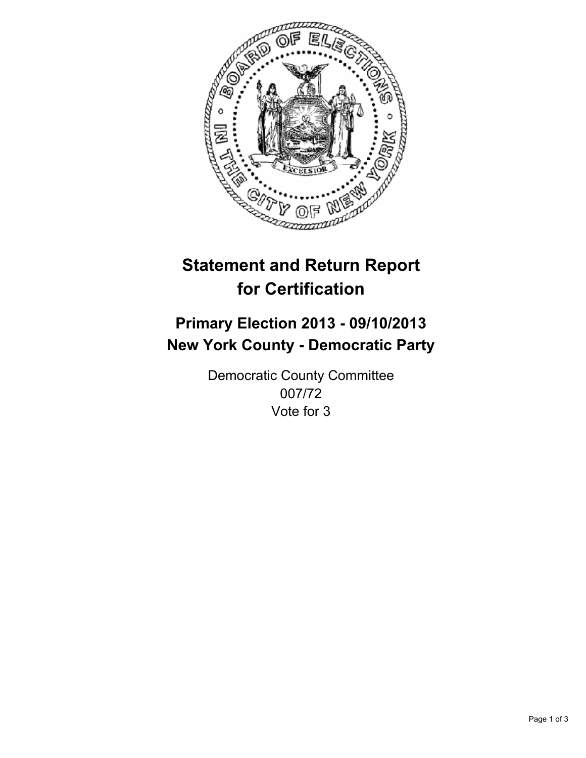# Statement and Return Report for Certification

## Primary Election 2013 - 09/10/2013
## New York County - Democratic Party

Democratic County Committee
007/72
Vote for 3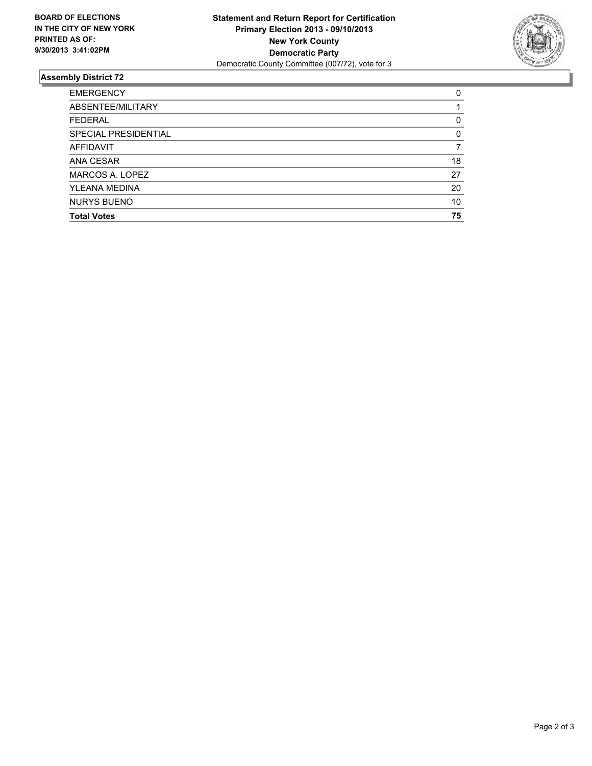**BOARD OF ELECTIONS IN THE CITY OF NEW YORK PRINTED AS OF: 9/30/2013 3:41:02PM**

**Statement and Return Report for Certification**
**Primary Election 2013 - 09/10/2013**
**New York County**
**Democratic Party**
Democratic County Committee (007/72), vote for 3

### Assembly District 72

| | |
|---|---|
| EMERGENCY | 0 |
| ABSENTEE/MILITARY | 1 |
| FEDERAL | 0 |
| SPECIAL PRESIDENTIAL | 0 |
| AFFIDAVIT | 7 |
| ANA CESAR | 18 |
| MARCOS A. LOPEZ | 27 |
| YLEANA MEDINA | 20 |
| NURYS BUENO | 10 |
| **Total Votes** | **75** |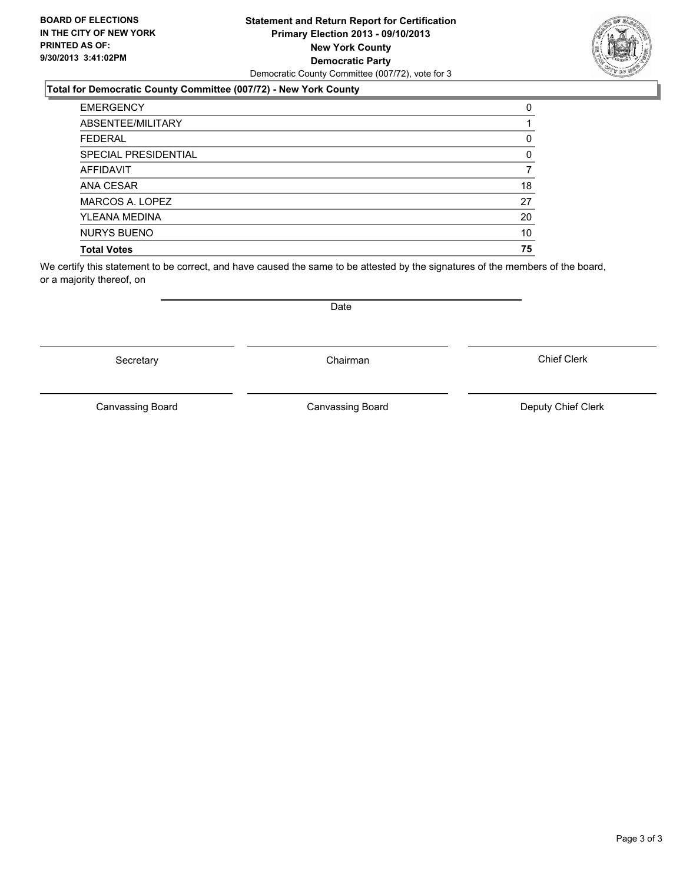**BOARD OF ELECTIONS IN THE CITY OF NEW YORK PRINTED AS OF: 9/30/2013 3:41:02PM**

**Statement and Return Report for Certification**
**Primary Election 2013 - 09/10/2013**
**New York County**
**Democratic Party**
Democratic County Committee (007/72), vote for 3

### Total for Democratic County Committee (007/72) - New York County

| | |
|---|---|
| EMERGENCY | 0 |
| ABSENTEE/MILITARY | 1 |
| FEDERAL | 0 |
| SPECIAL PRESIDENTIAL | 0 |
| AFFIDAVIT | 7 |
| ANA CESAR | 18 |
| MARCOS A. LOPEZ | 27 |
| YLEANA MEDINA | 20 |
| NURYS BUENO | 10 |
| **Total Votes** | **75** |

We certify this statement to be correct, and have caused the same to be attested by the signatures of the members of the board, or a majority thereof, on

Date

Secretary

Chairman

Chief Clerk

Canvassing Board

Canvassing Board

Deputy Chief Clerk